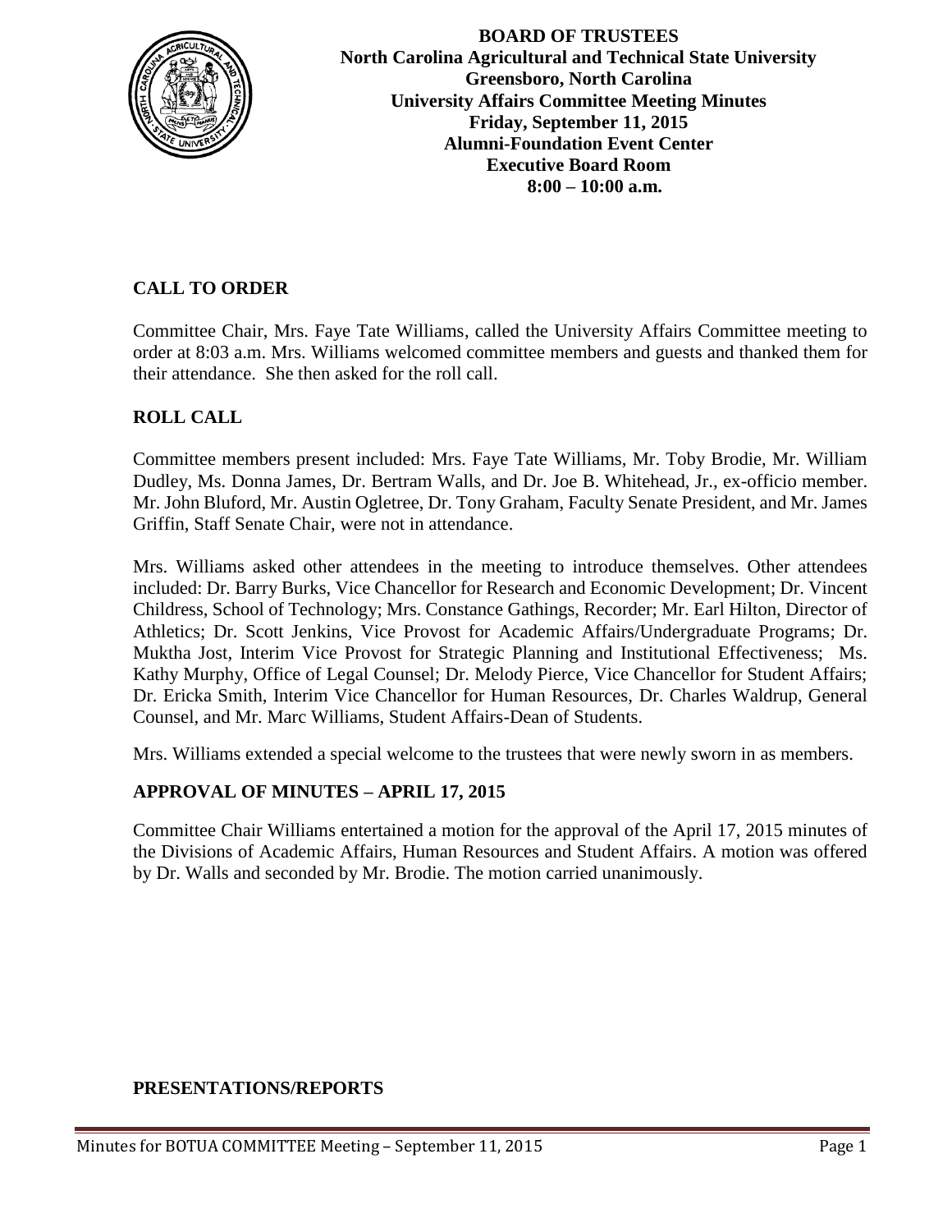**BOARD OF TRUSTEES**
**North Carolina Agricultural and Technical State University**
**Greensboro, North Carolina**
**University Affairs Committee Meeting Minutes**
**Friday, September 11, 2015**
**Alumni-Foundation Event Center**
**Executive Board Room**
**8:00 – 10:00 a.m.**

## CALL TO ORDER

Committee Chair, Mrs. Faye Tate Williams, called the University Affairs Committee meeting to order at 8:03 a.m. Mrs. Williams welcomed committee members and guests and thanked them for their attendance. She then asked for the roll call.

## ROLL CALL

Committee members present included: Mrs. Faye Tate Williams, Mr. Toby Brodie, Mr. William Dudley, Ms. Donna James, Dr. Bertram Walls, and Dr. Joe B. Whitehead, Jr., ex-officio member. Mr. John Bluford, Mr. Austin Ogletree, Dr. Tony Graham, Faculty Senate President, and Mr. James Griffin, Staff Senate Chair, were not in attendance.

Mrs. Williams asked other attendees in the meeting to introduce themselves. Other attendees included: Dr. Barry Burks, Vice Chancellor for Research and Economic Development; Dr. Vincent Childress, School of Technology; Mrs. Constance Gathings, Recorder; Mr. Earl Hilton, Director of Athletics; Dr. Scott Jenkins, Vice Provost for Academic Affairs/Undergraduate Programs; Dr. Muktha Jost, Interim Vice Provost for Strategic Planning and Institutional Effectiveness; Ms. Kathy Murphy, Office of Legal Counsel; Dr. Melody Pierce, Vice Chancellor for Student Affairs; Dr. Ericka Smith, Interim Vice Chancellor for Human Resources, Dr. Charles Waldrup, General Counsel, and Mr. Marc Williams, Student Affairs-Dean of Students.

Mrs. Williams extended a special welcome to the trustees that were newly sworn in as members.

## APPROVAL OF MINUTES – APRIL 17, 2015

Committee Chair Williams entertained a motion for the approval of the April 17, 2015 minutes of the Divisions of Academic Affairs, Human Resources and Student Affairs. A motion was offered by Dr. Walls and seconded by Mr. Brodie. The motion carried unanimously.

## PRESENTATIONS/REPORTS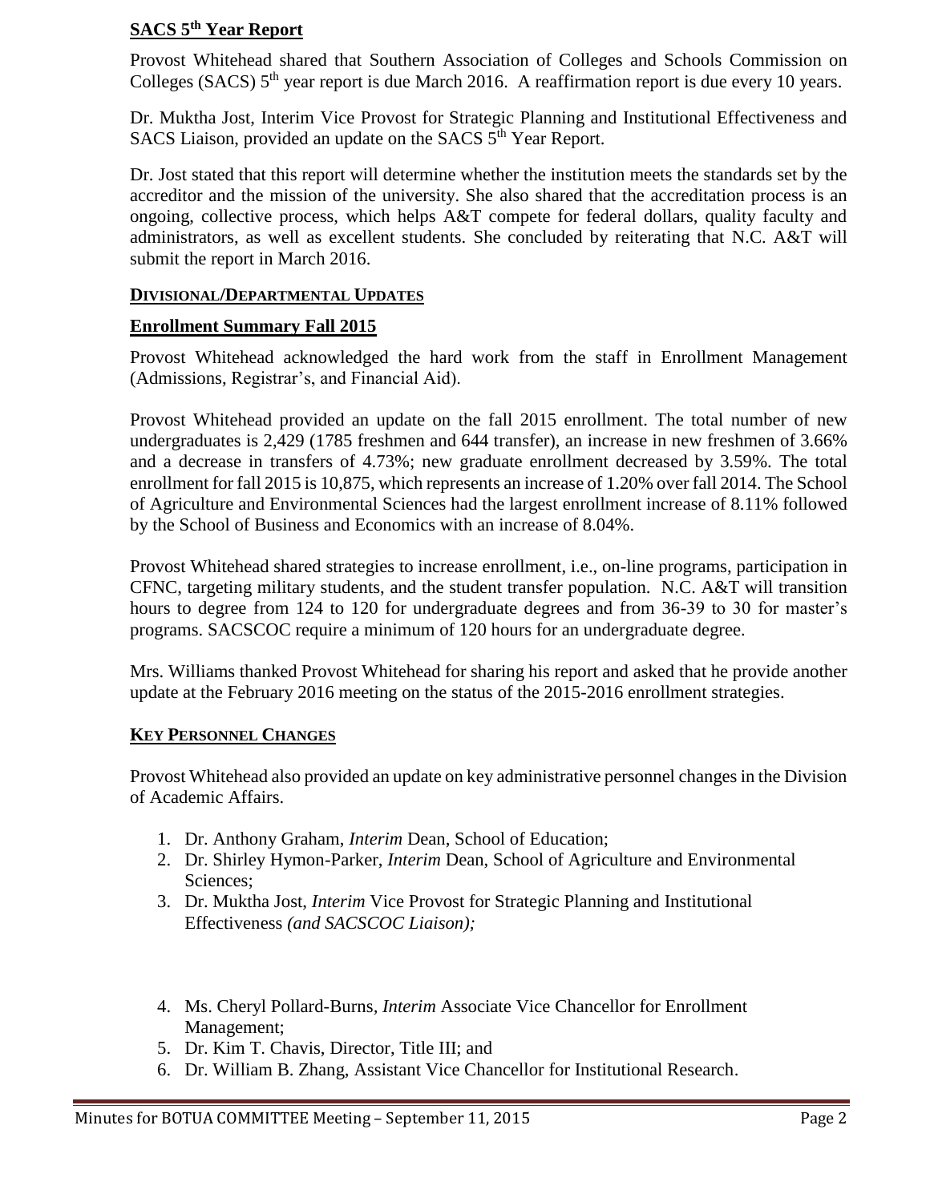## SACS 5th Year Report

Provost Whitehead shared that Southern Association of Colleges and Schools Commission on Colleges (SACS) 5th year report is due March 2016. A reaffirmation report is due every 10 years.

Dr. Muktha Jost, Interim Vice Provost for Strategic Planning and Institutional Effectiveness and SACS Liaison, provided an update on the SACS 5th Year Report.

Dr. Jost stated that this report will determine whether the institution meets the standards set by the accreditor and the mission of the university. She also shared that the accreditation process is an ongoing, collective process, which helps A&T compete for federal dollars, quality faculty and administrators, as well as excellent students. She concluded by reiterating that N.C. A&T will submit the report in March 2016.

## DIVISIONAL/DEPARTMENTAL UPDATES

## Enrollment Summary Fall 2015

Provost Whitehead acknowledged the hard work from the staff in Enrollment Management (Admissions, Registrar's, and Financial Aid).

Provost Whitehead provided an update on the fall 2015 enrollment. The total number of new undergraduates is 2,429 (1785 freshmen and 644 transfer), an increase in new freshmen of 3.66% and a decrease in transfers of 4.73%; new graduate enrollment decreased by 3.59%. The total enrollment for fall 2015 is 10,875, which represents an increase of 1.20% over fall 2014. The School of Agriculture and Environmental Sciences had the largest enrollment increase of 8.11% followed by the School of Business and Economics with an increase of 8.04%.

Provost Whitehead shared strategies to increase enrollment, i.e., on-line programs, participation in CFNC, targeting military students, and the student transfer population. N.C. A&T will transition hours to degree from 124 to 120 for undergraduate degrees and from 36-39 to 30 for master's programs. SACSCOC require a minimum of 120 hours for an undergraduate degree.

Mrs. Williams thanked Provost Whitehead for sharing his report and asked that he provide another update at the February 2016 meeting on the status of the 2015-2016 enrollment strategies.

## KEY PERSONNEL CHANGES

Provost Whitehead also provided an update on key administrative personnel changes in the Division of Academic Affairs.

1. Dr. Anthony Graham, *Interim* Dean, School of Education;
2. Dr. Shirley Hymon-Parker, *Interim* Dean, School of Agriculture and Environmental Sciences;
3. Dr. Muktha Jost, *Interim* Vice Provost for Strategic Planning and Institutional Effectiveness *(and SACSCOC Liaison);*
4. Ms. Cheryl Pollard-Burns, *Interim* Associate Vice Chancellor for Enrollment Management;
5. Dr. Kim T. Chavis, Director, Title III; and
6. Dr. William B. Zhang, Assistant Vice Chancellor for Institutional Research.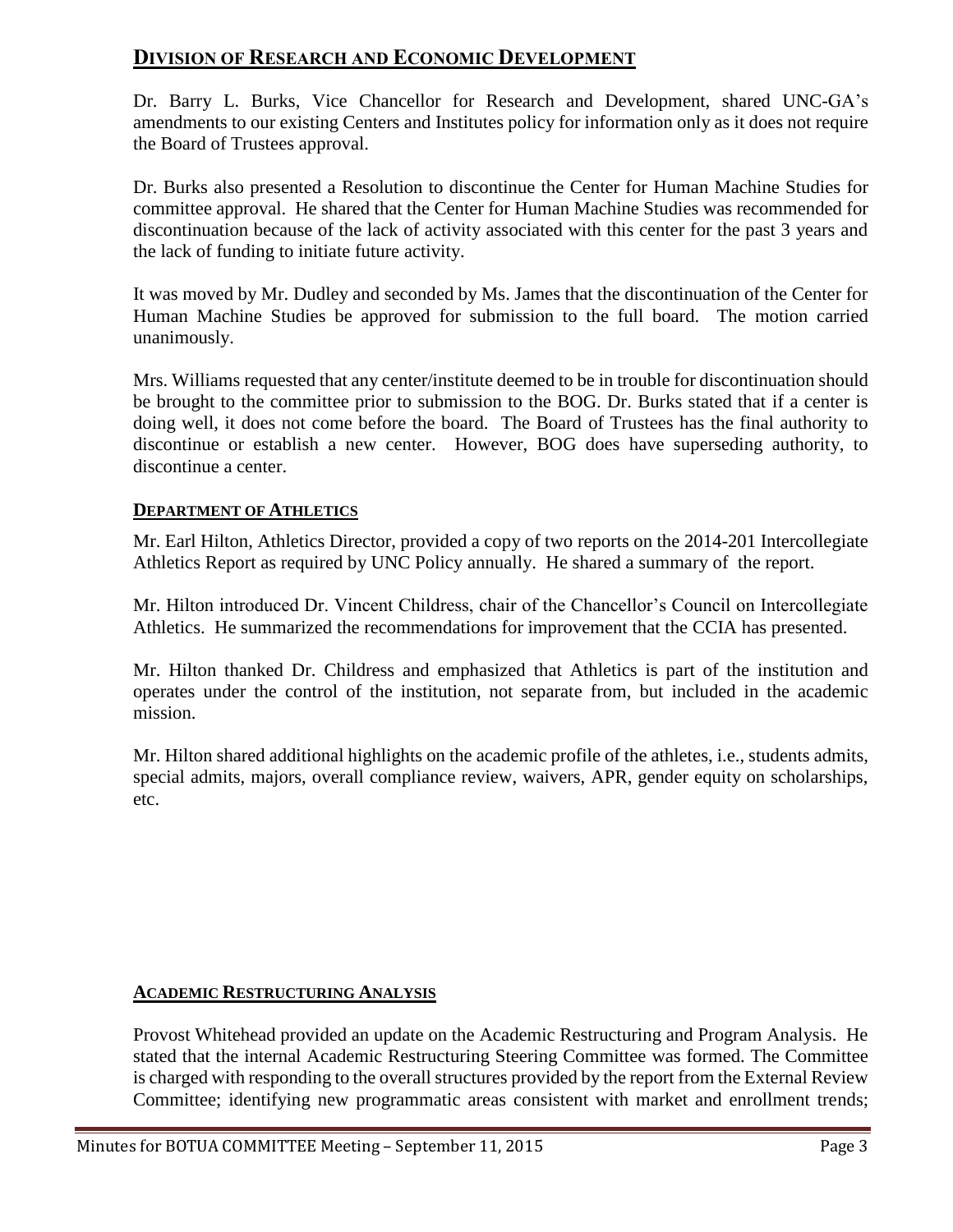## DIVISION OF RESEARCH AND ECONOMIC DEVELOPMENT

Dr. Barry L. Burks, Vice Chancellor for Research and Development, shared UNC-GA's amendments to our existing Centers and Institutes policy for information only as it does not require the Board of Trustees approval.

Dr. Burks also presented a Resolution to discontinue the Center for Human Machine Studies for committee approval. He shared that the Center for Human Machine Studies was recommended for discontinuation because of the lack of activity associated with this center for the past 3 years and the lack of funding to initiate future activity.

It was moved by Mr. Dudley and seconded by Ms. James that the discontinuation of the Center for Human Machine Studies be approved for submission to the full board. The motion carried unanimously.

Mrs. Williams requested that any center/institute deemed to be in trouble for discontinuation should be brought to the committee prior to submission to the BOG. Dr. Burks stated that if a center is doing well, it does not come before the board. The Board of Trustees has the final authority to discontinue or establish a new center. However, BOG does have superseding authority, to discontinue a center.

### DEPARTMENT OF ATHLETICS

Mr. Earl Hilton, Athletics Director, provided a copy of two reports on the 2014-201 Intercollegiate Athletics Report as required by UNC Policy annually. He shared a summary of the report.

Mr. Hilton introduced Dr. Vincent Childress, chair of the Chancellor's Council on Intercollegiate Athletics. He summarized the recommendations for improvement that the CCIA has presented.

Mr. Hilton thanked Dr. Childress and emphasized that Athletics is part of the institution and operates under the control of the institution, not separate from, but included in the academic mission.

Mr. Hilton shared additional highlights on the academic profile of the athletes, i.e., students admits, special admits, majors, overall compliance review, waivers, APR, gender equity on scholarships, etc.

### ACADEMIC RESTRUCTURING ANALYSIS

Provost Whitehead provided an update on the Academic Restructuring and Program Analysis. He stated that the internal Academic Restructuring Steering Committee was formed. The Committee is charged with responding to the overall structures provided by the report from the External Review Committee; identifying new programmatic areas consistent with market and enrollment trends;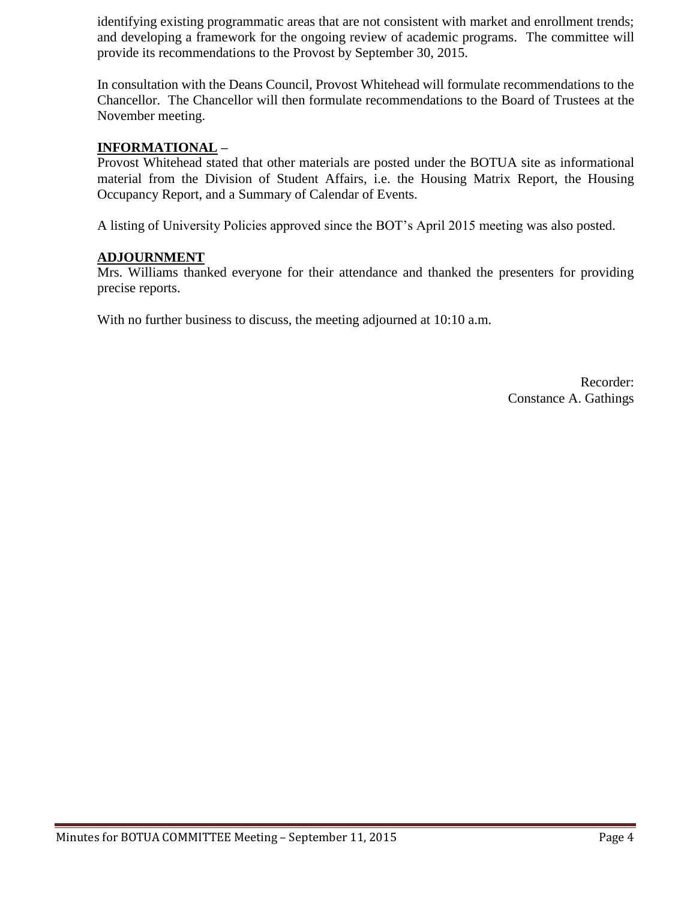identifying existing programmatic areas that are not consistent with market and enrollment trends; and developing a framework for the ongoing review of academic programs. The committee will provide its recommendations to the Provost by September 30, 2015.

In consultation with the Deans Council, Provost Whitehead will formulate recommendations to the Chancellor. The Chancellor will then formulate recommendations to the Board of Trustees at the November meeting.

**INFORMATIONAL –**
Provost Whitehead stated that other materials are posted under the BOTUA site as informational material from the Division of Student Affairs, i.e. the Housing Matrix Report, the Housing Occupancy Report, and a Summary of Calendar of Events.

A listing of University Policies approved since the BOT's April 2015 meeting was also posted.

**ADJOURNMENT**
Mrs. Williams thanked everyone for their attendance and thanked the presenters for providing precise reports.

With no further business to discuss, the meeting adjourned at 10:10 a.m.

Recorder:
Constance A. Gathings